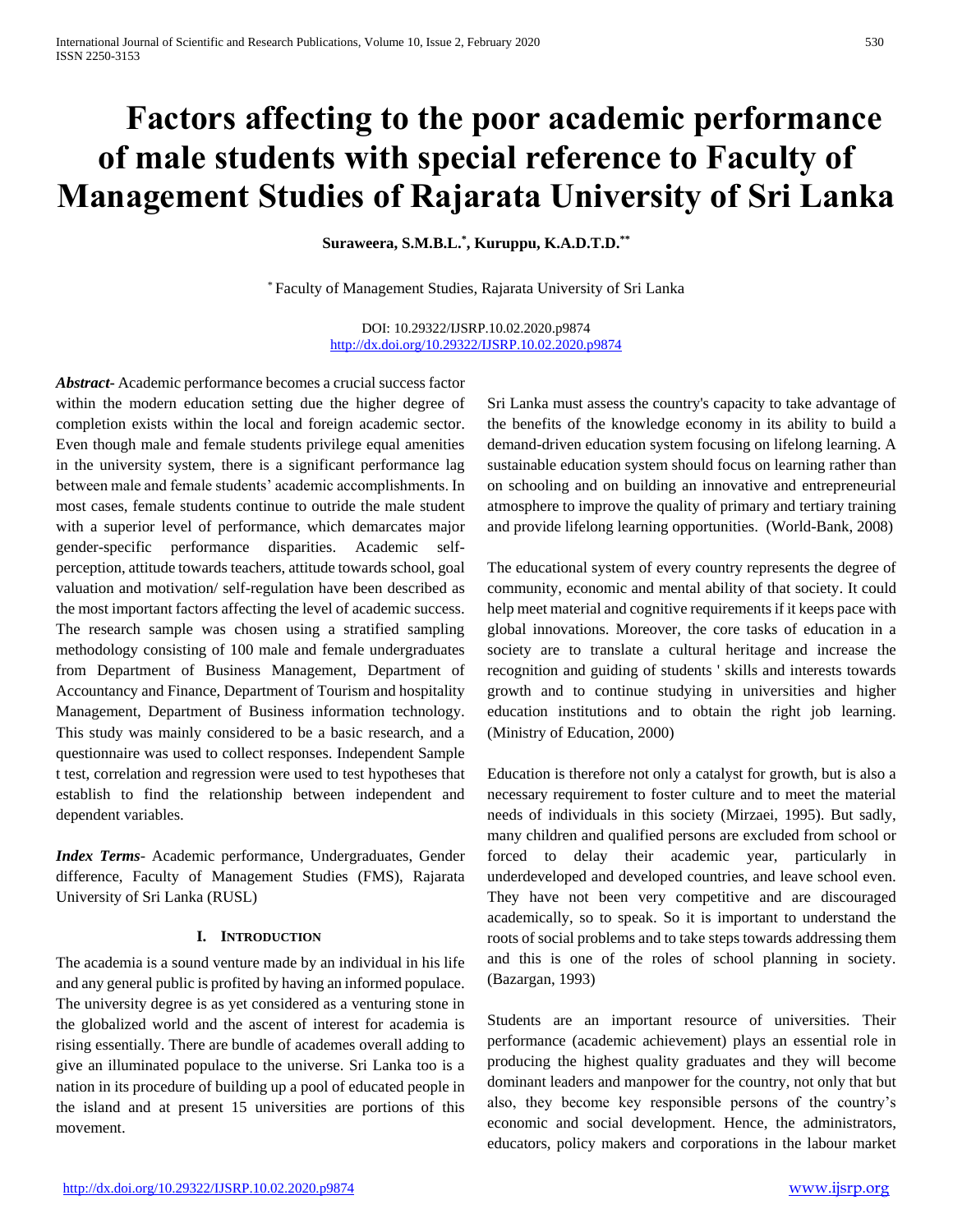# Factors affecting to the poor academic performance of male students with special reference to Faculty of Management Studies of Rajarata University of Sri Lanka

**Suraweera, S.M.B.L.[*], Kuruppu, K.A.D.T.D.[**]**

[*] Faculty of Management Studies, Rajarata University of Sri Lanka

DOI: 10.29322/IJSRP.10.02.2020.p9874
http://dx.doi.org/10.29322/IJSRP.10.02.2020.p9874

***Abstract***- Academic performance becomes a crucial success factor within the modern education setting due the higher degree of completion exists within the local and foreign academic sector. Even though male and female students privilege equal amenities in the university system, there is a significant performance lag between male and female students' academic accomplishments. In most cases, female students continue to outride the male student with a superior level of performance, which demarcates major gender-specific performance disparities. Academic self-perception, attitude towards teachers, attitude towards school, goal valuation and motivation/ self-regulation have been described as the most important factors affecting the level of academic success. The research sample was chosen using a stratified sampling methodology consisting of 100 male and female undergraduates from Department of Business Management, Department of Accountancy and Finance, Department of Tourism and hospitality Management, Department of Business information technology. This study was mainly considered to be a basic research, and a questionnaire was used to collect responses. Independent Sample t test, correlation and regression were used to test hypotheses that establish to find the relationship between independent and dependent variables.

***Index Terms***- Academic performance, Undergraduates, Gender difference, Faculty of Management Studies (FMS), Rajarata University of Sri Lanka (RUSL)

## I. Introduction

The academia is a sound venture made by an individual in his life and any general public is profited by having an informed populace. The university degree is as yet considered as a venturing stone in the globalized world and the ascent of interest for academia is rising essentially. There are bundle of academes overall adding to give an illuminated populace to the universe. Sri Lanka too is a nation in its procedure of building up a pool of educated people in the island and at present 15 universities are portions of this movement.

Sri Lanka must assess the country's capacity to take advantage of the benefits of the knowledge economy in its ability to build a demand-driven education system focusing on lifelong learning. A sustainable education system should focus on learning rather than on schooling and on building an innovative and entrepreneurial atmosphere to improve the quality of primary and tertiary training and provide lifelong learning opportunities. (World-Bank, 2008)

The educational system of every country represents the degree of community, economic and mental ability of that society. It could help meet material and cognitive requirements if it keeps pace with global innovations. Moreover, the core tasks of education in a society are to translate a cultural heritage and increase the recognition and guiding of students ' skills and interests towards growth and to continue studying in universities and higher education institutions and to obtain the right job learning. (Ministry of Education, 2000)

Education is therefore not only a catalyst for growth, but is also a necessary requirement to foster culture and to meet the material needs of individuals in this society (Mirzaei, 1995). But sadly, many children and qualified persons are excluded from school or forced to delay their academic year, particularly in underdeveloped and developed countries, and leave school even. They have not been very competitive and are discouraged academically, so to speak. So it is important to understand the roots of social problems and to take steps towards addressing them and this is one of the roles of school planning in society. (Bazargan, 1993)

Students are an important resource of universities. Their performance (academic achievement) plays an essential role in producing the highest quality graduates and they will become dominant leaders and manpower for the country, not only that but also, they become key responsible persons of the country's economic and social development. Hence, the administrators, educators, policy makers and corporations in the labour market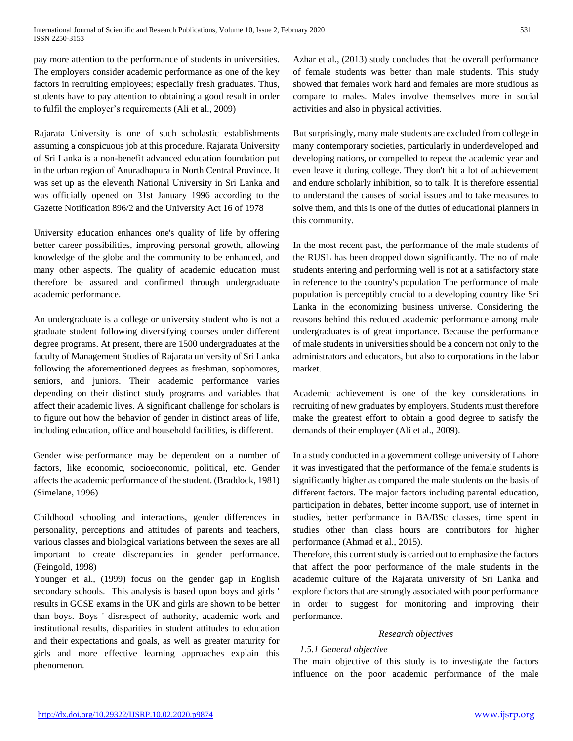pay more attention to the performance of students in universities. The employers consider academic performance as one of the key factors in recruiting employees; especially fresh graduates. Thus, students have to pay attention to obtaining a good result in order to fulfil the employer's requirements (Ali et al., 2009)

Rajarata University is one of such scholastic establishments assuming a conspicuous job at this procedure. Rajarata University of Sri Lanka is a non-benefit advanced education foundation put in the urban region of Anuradhapura in North Central Province. It was set up as the eleventh National University in Sri Lanka and was officially opened on 31st January 1996 according to the Gazette Notification 896/2 and the University Act 16 of 1978

University education enhances one's quality of life by offering better career possibilities, improving personal growth, allowing knowledge of the globe and the community to be enhanced, and many other aspects. The quality of academic education must therefore be assured and confirmed through undergraduate academic performance.

An undergraduate is a college or university student who is not a graduate student following diversifying courses under different degree programs. At present, there are 1500 undergraduates at the faculty of Management Studies of Rajarata university of Sri Lanka following the aforementioned degrees as freshman, sophomores, seniors, and juniors. Their academic performance varies depending on their distinct study programs and variables that affect their academic lives. A significant challenge for scholars is to figure out how the behavior of gender in distinct areas of life, including education, office and household facilities, is different.

Gender wise performance may be dependent on a number of factors, like economic, socioeconomic, political, etc. Gender affects the academic performance of the student. (Braddock, 1981) (Simelane, 1996)

Childhood schooling and interactions, gender differences in personality, perceptions and attitudes of parents and teachers, various classes and biological variations between the sexes are all important to create discrepancies in gender performance. (Feingold, 1998)

Younger et al., (1999) focus on the gender gap in English secondary schools. This analysis is based upon boys and girls ' results in GCSE exams in the UK and girls are shown to be better than boys. Boys ' disrespect of authority, academic work and institutional results, disparities in student attitudes to education and their expectations and goals, as well as greater maturity for girls and more effective learning approaches explain this phenomenon.

Azhar et al., (2013) study concludes that the overall performance of female students was better than male students. This study showed that females work hard and females are more studious as compare to males. Males involve themselves more in social activities and also in physical activities.

But surprisingly, many male students are excluded from college in many contemporary societies, particularly in underdeveloped and developing nations, or compelled to repeat the academic year and even leave it during college. They don't hit a lot of achievement and endure scholarly inhibition, so to talk. It is therefore essential to understand the causes of social issues and to take measures to solve them, and this is one of the duties of educational planners in this community.

In the most recent past, the performance of the male students of the RUSL has been dropped down significantly. The no of male students entering and performing well is not at a satisfactory state in reference to the country's population The performance of male population is perceptibly crucial to a developing country like Sri Lanka in the economizing business universe. Considering the reasons behind this reduced academic performance among male undergraduates is of great importance. Because the performance of male students in universities should be a concern not only to the administrators and educators, but also to corporations in the labor market.

Academic achievement is one of the key considerations in recruiting of new graduates by employers. Students must therefore make the greatest effort to obtain a good degree to satisfy the demands of their employer (Ali et al., 2009).

In a study conducted in a government college university of Lahore it was investigated that the performance of the female students is significantly higher as compared the male students on the basis of different factors. The major factors including parental education, participation in debates, better income support, use of internet in studies, better performance in BA/BSc classes, time spent in studies other than class hours are contributors for higher performance (Ahmad et al., 2015).

Therefore, this current study is carried out to emphasize the factors that affect the poor performance of the male students in the academic culture of the Rajarata university of Sri Lanka and explore factors that are strongly associated with poor performance in order to suggest for monitoring and improving their performance.

*Research objectives*

*1.5.1 General objective*

The main objective of this study is to investigate the factors influence on the poor academic performance of the male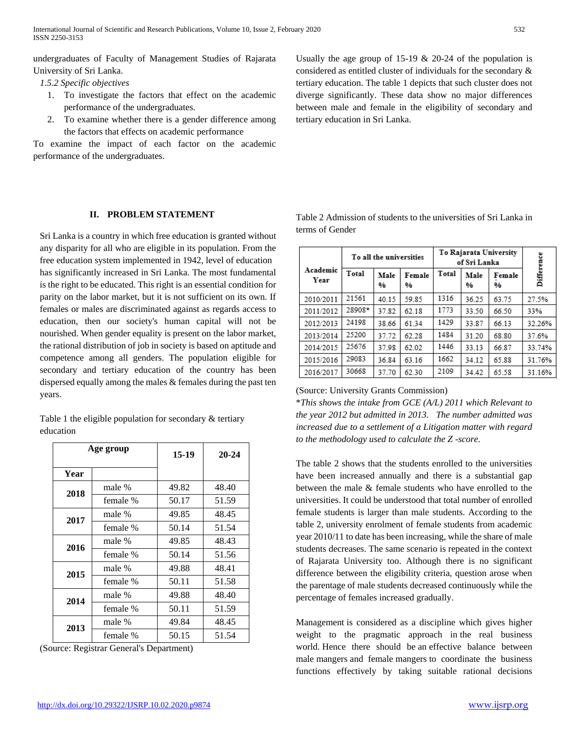undergraduates of Faculty of Management Studies of Rajarata University of Sri Lanka.

*1.5.2 Specific objectives*

1. To investigate the factors that effect on the academic performance of the undergraduates.
2. To examine whether there is a gender difference among the factors that effects on academic performance

To examine the impact of each factor on the academic performance of the undergraduates.

## II. PROBLEM STATEMENT

Sri Lanka is a country in which free education is granted without any disparity for all who are eligible in its population. From the free education system implemented in 1942, level of education has significantly increased in Sri Lanka. The most fundamental is the right to be educated. This right is an essential condition for parity on the labor market, but it is not sufficient on its own. If females or males are discriminated against as regards access to education, then our society's human capital will not be nourished. When gender equality is present on the labor market, the rational distribution of job in society is based on aptitude and competence among all genders. The population eligible for secondary and tertiary education of the country has been dispersed equally among the males & females during the past ten years.

Table 1 the eligible population for secondary & tertiary education

| Age group | | 15-19 | 20-24 |
|---|---|---|---|
| **Year** | | | |
| **2018** | male % | 49.82 | 48.40 |
| | female % | 50.17 | 51.59 |
| **2017** | male % | 49.85 | 48.45 |
| | female % | 50.14 | 51.54 |
| **2016** | male % | 49.85 | 48.43 |
| | female % | 50.14 | 51.56 |
| **2015** | male % | 49.88 | 48.41 |
| | female % | 50.11 | 51.58 |
| **2014** | male % | 49.88 | 48.40 |
| | female % | 50.11 | 51.59 |
| **2013** | male % | 49.84 | 48.45 |
| | female % | 50.15 | 51.54 |

(Source: Registrar General's Department)

Usually the age group of 15-19 & 20-24 of the population is considered as entitled cluster of individuals for the secondary & tertiary education. The table 1 depicts that such cluster does not diverge significantly. These data show no major differences between male and female in the eligibility of secondary and tertiary education in Sri Lanka.

Table 2 Admission of students to the universities of Sri Lanka in terms of Gender

| Academic Year | To all the universities | | | To Rajarata University of Sri Lanka | | | Difference |
|---|---|---|---|---|---|---|---|
| | Total | Male % | Female % | Total | Male % | Female % | |
| 2010/2011 | 21561 | 40.15 | 59.85 | 1316 | 36.25 | 63.75 | 27.5% |
| 2011/2012 | 28908* | 37.82 | 62.18 | 1773 | 33.50 | 66.50 | 33% |
| 2012/2013 | 24198 | 38.66 | 61.34 | 1429 | 33.87 | 66.13 | 32.26% |
| 2013/2014 | 25200 | 37.72 | 62.28 | 1484 | 31.20 | 68.80 | 37.6% |
| 2014/2015 | 25676 | 37.98 | 62.02 | 1446 | 33.13 | 66.87 | 33.74% |
| 2015/2016 | 29083 | 36.84 | 63.16 | 1662 | 34.12 | 65.88 | 31.76% |
| 2016/2017 | 30668 | 37.70 | 62.30 | 2109 | 34.42 | 65.58 | 31.16% |

(Source: University Grants Commission)

**This shows the intake from GCE (A/L) 2011 which Relevant to the year 2012 but admitted in 2013. The number admitted was increased due to a settlement of a Litigation matter with regard to the methodology used to calculate the Z -score.*

The table 2 shows that the students enrolled to the universities have been increased annually and there is a substantial gap between the male & female students who have enrolled to the universities. It could be understood that total number of enrolled female students is larger than male students. According to the table 2, university enrolment of female students from academic year 2010/11 to date has been increasing, while the share of male students decreases. The same scenario is repeated in the context of Rajarata University too. Although there is no significant difference between the eligibility criteria, question arose when the parentage of male students decreased continuously while the percentage of females increased gradually.

Management is considered as a discipline which gives higher weight to the pragmatic approach in the real business world. Hence there should be an effective balance between male mangers and female mangers to coordinate the business functions effectively by taking suitable rational decisions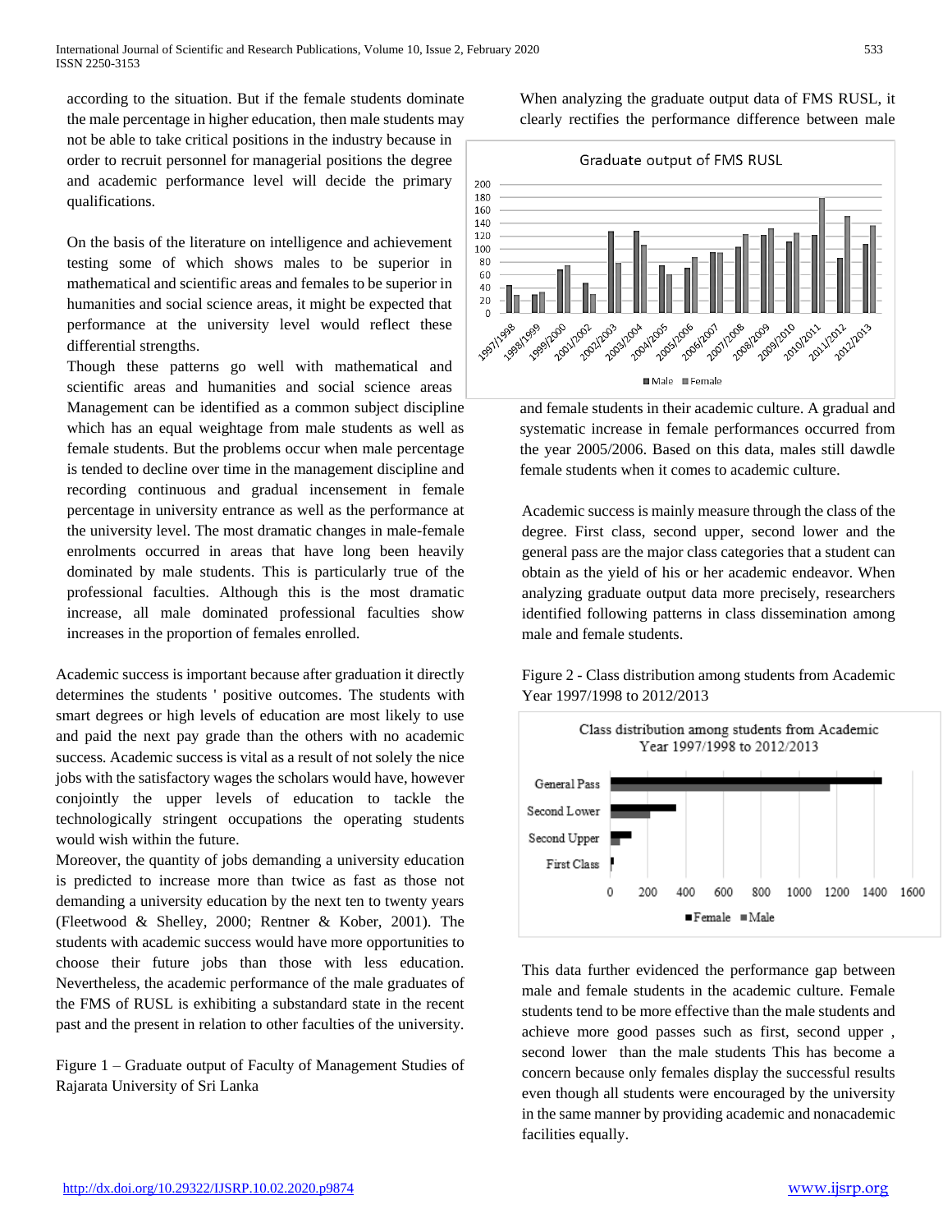according to the situation. But if the female students dominate the male percentage in higher education, then male students may not be able to take critical positions in the industry because in order to recruit personnel for managerial positions the degree and academic performance level will decide the primary qualifications.

On the basis of the literature on intelligence and achievement testing some of which shows males to be superior in mathematical and scientific areas and females to be superior in humanities and social science areas, it might be expected that performance at the university level would reflect these differential strengths.

Though these patterns go well with mathematical and scientific areas and humanities and social science areas Management can be identified as a common subject discipline which has an equal weightage from male students as well as female students. But the problems occur when male percentage is tended to decline over time in the management discipline and recording continuous and gradual incensement in female percentage in university entrance as well as the performance at the university level. The most dramatic changes in male-female enrolments occurred in areas that have long been heavily dominated by male students. This is particularly true of the professional faculties. Although this is the most dramatic increase, all male dominated professional faculties show increases in the proportion of females enrolled.

Academic success is important because after graduation it directly determines the students ' positive outcomes. The students with smart degrees or high levels of education are most likely to use and paid the next pay grade than the others with no academic success. Academic success is vital as a result of not solely the nice jobs with the satisfactory wages the scholars would have, however conjointly the upper levels of education to tackle the technologically stringent occupations the operating students would wish within the future.

Moreover, the quantity of jobs demanding a university education is predicted to increase more than twice as fast as those not demanding a university education by the next ten to twenty years (Fleetwood & Shelley, 2000; Rentner & Kober, 2001). The students with academic success would have more opportunities to choose their future jobs than those with less education. Nevertheless, the academic performance of the male graduates of the FMS of RUSL is exhibiting a substandard state in the recent past and the present in relation to other faculties of the university.

Figure 1 – Graduate output of Faculty of Management Studies of Rajarata University of Sri Lanka

When analyzing the graduate output data of FMS RUSL, it clearly rectifies the performance difference between male and female students in their academic culture. A gradual and systematic increase in female performances occurred from the year 2005/2006. Based on this data, males still dawdle female students when it comes to academic culture.

Academic success is mainly measure through the class of the degree. First class, second upper, second lower and the general pass are the major class categories that a student can obtain as the yield of his or her academic endeavor. When analyzing graduate output data more precisely, researchers identified following patterns in class dissemination among male and female students.

Figure 2 - Class distribution among students from Academic Year 1997/1998 to 2012/2013

This data further evidenced the performance gap between male and female students in the academic culture. Female students tend to be more effective than the male students and achieve more good passes such as first, second upper , second lower than the male students This has become a concern because only females display the successful results even though all students were encouraged by the university in the same manner by providing academic and nonacademic facilities equally.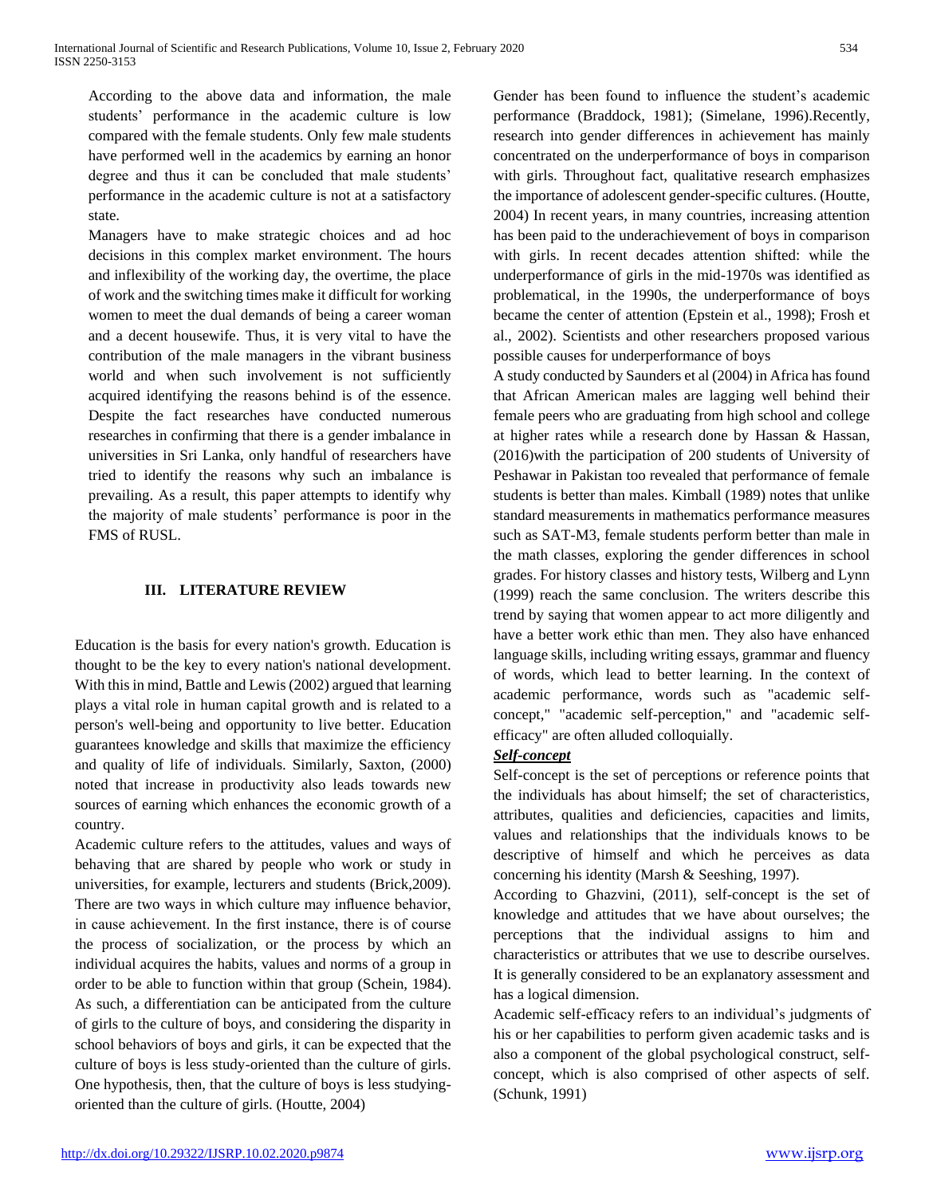According to the above data and information, the male students' performance in the academic culture is low compared with the female students. Only few male students have performed well in the academics by earning an honor degree and thus it can be concluded that male students' performance in the academic culture is not at a satisfactory state.

Managers have to make strategic choices and ad hoc decisions in this complex market environment. The hours and inflexibility of the working day, the overtime, the place of work and the switching times make it difficult for working women to meet the dual demands of being a career woman and a decent housewife. Thus, it is very vital to have the contribution of the male managers in the vibrant business world and when such involvement is not sufficiently acquired identifying the reasons behind is of the essence. Despite the fact researches have conducted numerous researches in confirming that there is a gender imbalance in universities in Sri Lanka, only handful of researchers have tried to identify the reasons why such an imbalance is prevailing. As a result, this paper attempts to identify why the majority of male students' performance is poor in the FMS of RUSL.

## III. LITERATURE REVIEW

Education is the basis for every nation's growth. Education is thought to be the key to every nation's national development. With this in mind, Battle and Lewis (2002) argued that learning plays a vital role in human capital growth and is related to a person's well-being and opportunity to live better. Education guarantees knowledge and skills that maximize the efficiency and quality of life of individuals. Similarly, Saxton, (2000) noted that increase in productivity also leads towards new sources of earning which enhances the economic growth of a country.

Academic culture refers to the attitudes, values and ways of behaving that are shared by people who work or study in universities, for example, lecturers and students (Brick,2009). There are two ways in which culture may influence behavior, in cause achievement. In the first instance, there is of course the process of socialization, or the process by which an individual acquires the habits, values and norms of a group in order to be able to function within that group (Schein, 1984). As such, a differentiation can be anticipated from the culture of girls to the culture of boys, and considering the disparity in school behaviors of boys and girls, it can be expected that the culture of boys is less study-oriented than the culture of girls. One hypothesis, then, that the culture of boys is less studying-oriented than the culture of girls. (Houtte, 2004)

Gender has been found to influence the student's academic performance (Braddock, 1981); (Simelane, 1996).Recently, research into gender differences in achievement has mainly concentrated on the underperformance of boys in comparison with girls. Throughout fact, qualitative research emphasizes the importance of adolescent gender-specific cultures. (Houtte, 2004) In recent years, in many countries, increasing attention has been paid to the underachievement of boys in comparison with girls. In recent decades attention shifted: while the underperformance of girls in the mid-1970s was identified as problematical, in the 1990s, the underperformance of boys became the center of attention (Epstein et al., 1998); Frosh et al., 2002). Scientists and other researchers proposed various possible causes for underperformance of boys

A study conducted by Saunders et al (2004) in Africa has found that African American males are lagging well behind their female peers who are graduating from high school and college at higher rates while a research done by Hassan & Hassan, (2016)with the participation of 200 students of University of Peshawar in Pakistan too revealed that performance of female students is better than males. Kimball (1989) notes that unlike standard measurements in mathematics performance measures such as SAT-M3, female students perform better than male in the math classes, exploring the gender differences in school grades. For history classes and history tests, Wilberg and Lynn (1999) reach the same conclusion. The writers describe this trend by saying that women appear to act more diligently and have a better work ethic than men. They also have enhanced language skills, including writing essays, grammar and fluency of words, which lead to better learning. In the context of academic performance, words such as "academic self-concept," "academic self-perception," and "academic self-efficacy" are often alluded colloquially.

***Self-concept***

Self-concept is the set of perceptions or reference points that the individuals has about himself; the set of characteristics, attributes, qualities and deficiencies, capacities and limits, values and relationships that the individuals knows to be descriptive of himself and which he perceives as data concerning his identity (Marsh & Seeshing, 1997).

According to Ghazvini, (2011), self-concept is the set of knowledge and attitudes that we have about ourselves; the perceptions that the individual assigns to him and characteristics or attributes that we use to describe ourselves. It is generally considered to be an explanatory assessment and has a logical dimension.

Academic self-efficacy refers to an individual's judgments of his or her capabilities to perform given academic tasks and is also a component of the global psychological construct, self-concept, which is also comprised of other aspects of self. (Schunk, 1991)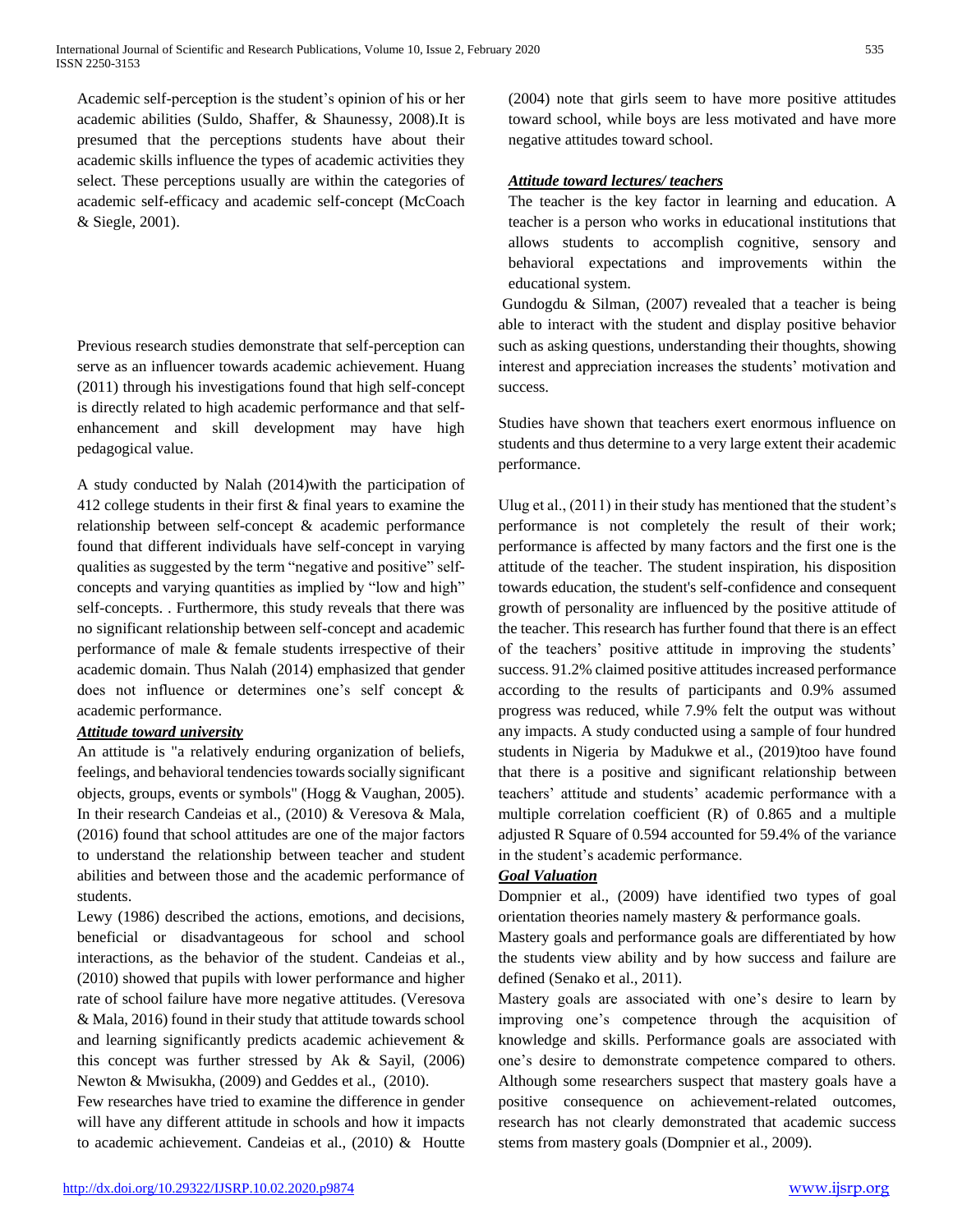Academic self-perception is the student's opinion of his or her academic abilities (Suldo, Shaffer, & Shaunessy, 2008).It is presumed that the perceptions students have about their academic skills influence the types of academic activities they select. These perceptions usually are within the categories of academic self-efficacy and academic self-concept (McCoach & Siegle, 2001).

Previous research studies demonstrate that self-perception can serve as an influencer towards academic achievement. Huang (2011) through his investigations found that high self-concept is directly related to high academic performance and that self-enhancement and skill development may have high pedagogical value.

A study conducted by Nalah (2014)with the participation of 412 college students in their first & final years to examine the relationship between self-concept & academic performance found that different individuals have self-concept in varying qualities as suggested by the term "negative and positive" self-concepts and varying quantities as implied by "low and high" self-concepts. . Furthermore, this study reveals that there was no significant relationship between self-concept and academic performance of male & female students irrespective of their academic domain. Thus Nalah (2014) emphasized that gender does not influence or determines one's self concept & academic performance.

***Attitude toward university***

An attitude is "a relatively enduring organization of beliefs, feelings, and behavioral tendencies towards socially significant objects, groups, events or symbols" (Hogg & Vaughan, 2005). In their research Candeias et al., (2010) & Veresova & Mala, (2016) found that school attitudes are one of the major factors to understand the relationship between teacher and student abilities and between those and the academic performance of students.

Lewy (1986) described the actions, emotions, and decisions, beneficial or disadvantageous for school and school interactions, as the behavior of the student. Candeias et al., (2010) showed that pupils with lower performance and higher rate of school failure have more negative attitudes. (Veresova & Mala, 2016) found in their study that attitude towards school and learning significantly predicts academic achievement & this concept was further stressed by Ak & Sayil, (2006) Newton & Mwisukha, (2009) and Geddes et al., (2010).

Few researches have tried to examine the difference in gender will have any different attitude in schools and how it impacts to academic achievement. Candeias et al., (2010) & Houtte (2004) note that girls seem to have more positive attitudes toward school, while boys are less motivated and have more negative attitudes toward school.

***Attitude toward lectures/ teachers***

The teacher is the key factor in learning and education. A teacher is a person who works in educational institutions that allows students to accomplish cognitive, sensory and behavioral expectations and improvements within the educational system.

Gundogdu & Silman, (2007) revealed that a teacher is being able to interact with the student and display positive behavior such as asking questions, understanding their thoughts, showing interest and appreciation increases the students' motivation and success.

Studies have shown that teachers exert enormous influence on students and thus determine to a very large extent their academic performance.

Ulug et al., (2011) in their study has mentioned that the student's performance is not completely the result of their work; performance is affected by many factors and the first one is the attitude of the teacher. The student inspiration, his disposition towards education, the student's self-confidence and consequent growth of personality are influenced by the positive attitude of the teacher. This research has further found that there is an effect of the teachers' positive attitude in improving the students' success. 91.2% claimed positive attitudes increased performance according to the results of participants and 0.9% assumed progress was reduced, while 7.9% felt the output was without any impacts. A study conducted using a sample of four hundred students in Nigeria by Madukwe et al., (2019)too have found that there is a positive and significant relationship between teachers' attitude and students' academic performance with a multiple correlation coefficient (R) of 0.865 and a multiple adjusted R Square of 0.594 accounted for 59.4% of the variance in the student's academic performance.

***Goal Valuation***

Dompnier et al., (2009) have identified two types of goal orientation theories namely mastery & performance goals.

Mastery goals and performance goals are differentiated by how the students view ability and by how success and failure are defined (Senako et al., 2011).

Mastery goals are associated with one's desire to learn by improving one's competence through the acquisition of knowledge and skills. Performance goals are associated with one's desire to demonstrate competence compared to others. Although some researchers suspect that mastery goals have a positive consequence on achievement-related outcomes, research has not clearly demonstrated that academic success stems from mastery goals (Dompnier et al., 2009).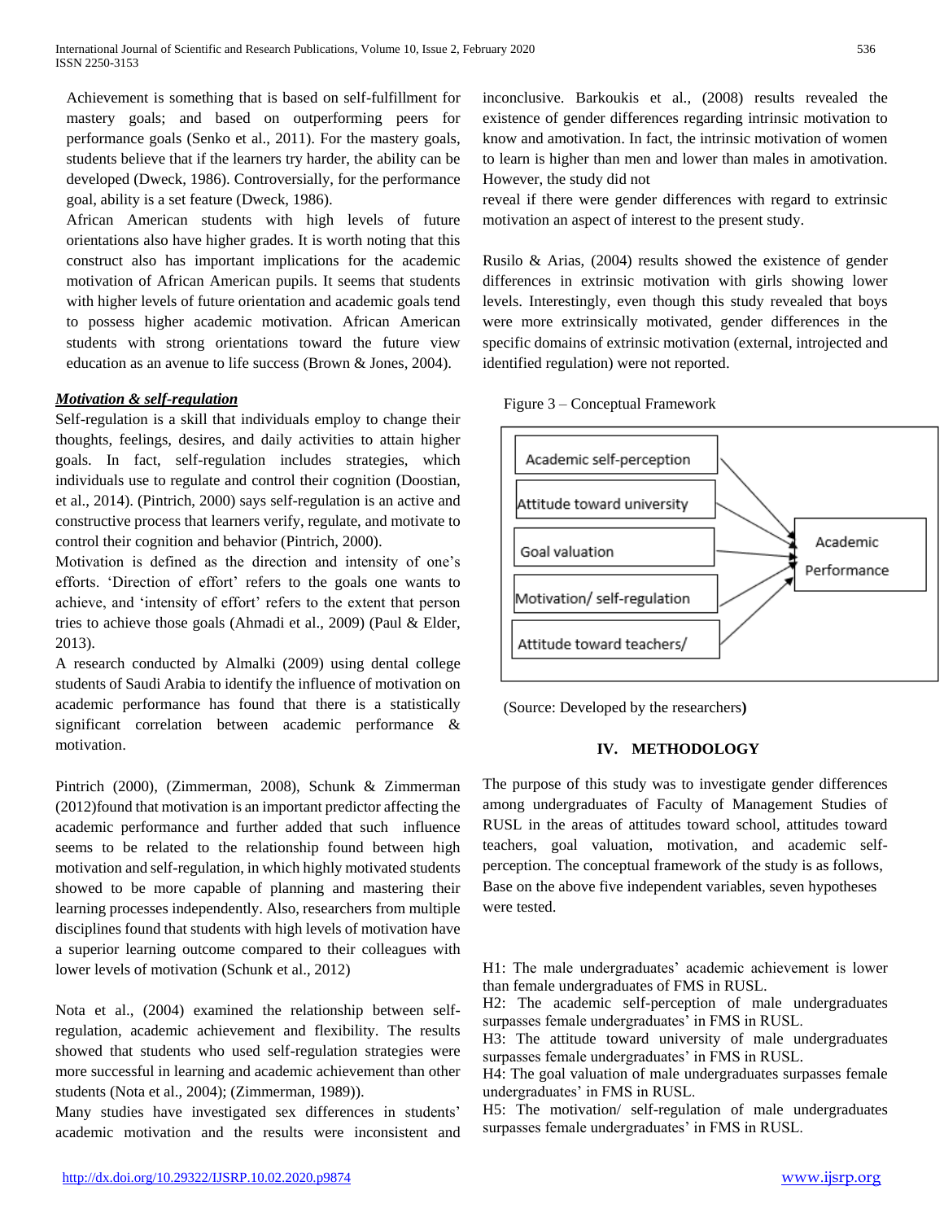Achievement is something that is based on self-fulfillment for mastery goals; and based on outperforming peers for performance goals (Senko et al., 2011). For the mastery goals, students believe that if the learners try harder, the ability can be developed (Dweck, 1986). Controversially, for the performance goal, ability is a set feature (Dweck, 1986).

African American students with high levels of future orientations also have higher grades. It is worth noting that this construct also has important implications for the academic motivation of African American pupils. It seems that students with higher levels of future orientation and academic goals tend to possess higher academic motivation. African American students with strong orientations toward the future view education as an avenue to life success (Brown & Jones, 2004).

***Motivation & self-regulation***

Self-regulation is a skill that individuals employ to change their thoughts, feelings, desires, and daily activities to attain higher goals. In fact, self-regulation includes strategies, which individuals use to regulate and control their cognition (Doostian, et al., 2014). (Pintrich, 2000) says self-regulation is an active and constructive process that learners verify, regulate, and motivate to control their cognition and behavior (Pintrich, 2000).

Motivation is defined as the direction and intensity of one's efforts. 'Direction of effort' refers to the goals one wants to achieve, and 'intensity of effort' refers to the extent that person tries to achieve those goals (Ahmadi et al., 2009) (Paul & Elder, 2013).

A research conducted by Almalki (2009) using dental college students of Saudi Arabia to identify the influence of motivation on academic performance has found that there is a statistically significant correlation between academic performance & motivation.

Pintrich (2000), (Zimmerman, 2008), Schunk & Zimmerman (2012)found that motivation is an important predictor affecting the academic performance and further added that such influence seems to be related to the relationship found between high motivation and self-regulation, in which highly motivated students showed to be more capable of planning and mastering their learning processes independently. Also, researchers from multiple disciplines found that students with high levels of motivation have a superior learning outcome compared to their colleagues with lower levels of motivation (Schunk et al., 2012)

Nota et al., (2004) examined the relationship between self-regulation, academic achievement and flexibility. The results showed that students who used self-regulation strategies were more successful in learning and academic achievement than other students (Nota et al., 2004); (Zimmerman, 1989)).

Many studies have investigated sex differences in students' academic motivation and the results were inconsistent and inconclusive. Barkoukis et al., (2008) results revealed the existence of gender differences regarding intrinsic motivation to know and amotivation. In fact, the intrinsic motivation of women to learn is higher than men and lower than males in amotivation. However, the study did not reveal if there were gender differences with regard to extrinsic motivation an aspect of interest to the present study.

Rusilo & Arias, (2004) results showed the existence of gender differences in extrinsic motivation with girls showing lower levels. Interestingly, even though this study revealed that boys were more extrinsically motivated, gender differences in the specific domains of extrinsic motivation (external, introjected and identified regulation) were not reported.

Figure 3 – Conceptual Framework

Academic self-perception
Attitude toward university
Goal valuation
Motivation/ self-regulation
Attitude toward teachers/
Academic Performance

(Source: Developed by the researchers**)**

## IV. METHODOLOGY

The purpose of this study was to investigate gender differences among undergraduates of Faculty of Management Studies of RUSL in the areas of attitudes toward school, attitudes toward teachers, goal valuation, motivation, and academic self-perception. The conceptual framework of the study is as follows, Base on the above five independent variables, seven hypotheses were tested.

H1: The male undergraduates' academic achievement is lower than female undergraduates of FMS in RUSL.
H2: The academic self-perception of male undergraduates surpasses female undergraduates' in FMS in RUSL.
H3: The attitude toward university of male undergraduates surpasses female undergraduates' in FMS in RUSL.
H4: The goal valuation of male undergraduates surpasses female undergraduates' in FMS in RUSL.
H5: The motivation/ self-regulation of male undergraduates surpasses female undergraduates' in FMS in RUSL.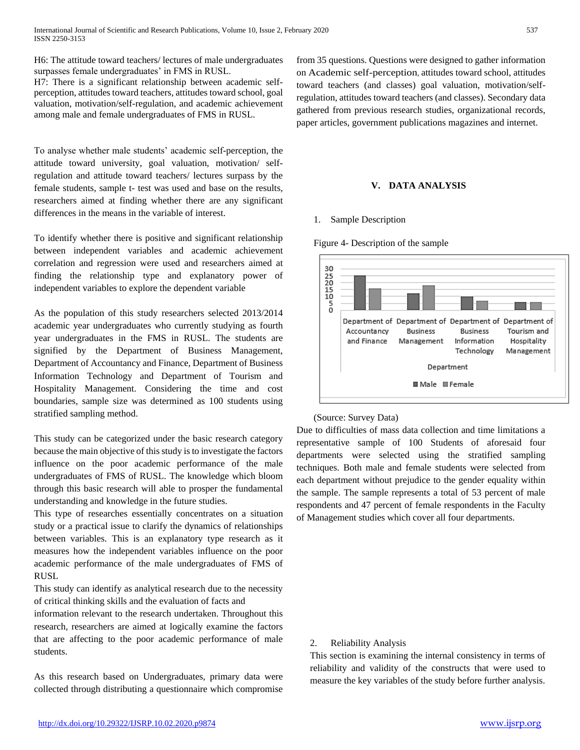H6: The attitude toward teachers/ lectures of male undergraduates surpasses female undergraduates' in FMS in RUSL.

H7: There is a significant relationship between academic self-perception, attitudes toward teachers, attitudes toward school, goal valuation, motivation/self-regulation, and academic achievement among male and female undergraduates of FMS in RUSL.

To analyse whether male students' academic self-perception, the attitude toward university, goal valuation, motivation/ self-regulation and attitude toward teachers/ lectures surpass by the female students, sample t- test was used and base on the results, researchers aimed at finding whether there are any significant differences in the means in the variable of interest.

To identify whether there is positive and significant relationship between independent variables and academic achievement correlation and regression were used and researchers aimed at finding the relationship type and explanatory power of independent variables to explore the dependent variable

As the population of this study researchers selected 2013/2014 academic year undergraduates who currently studying as fourth year undergraduates in the FMS in RUSL. The students are signified by the Department of Business Management, Department of Accountancy and Finance, Department of Business Information Technology and Department of Tourism and Hospitality Management. Considering the time and cost boundaries, sample size was determined as 100 students using stratified sampling method.

This study can be categorized under the basic research category because the main objective of this study is to investigate the factors influence on the poor academic performance of the male undergraduates of FMS of RUSL. The knowledge which bloom through this basic research will able to prosper the fundamental understanding and knowledge in the future studies.

This type of researches essentially concentrates on a situation study or a practical issue to clarify the dynamics of relationships between variables. This is an explanatory type research as it measures how the independent variables influence on the poor academic performance of the male undergraduates of FMS of RUSL

This study can identify as analytical research due to the necessity of critical thinking skills and the evaluation of facts and information relevant to the research undertaken. Throughout this research, researchers are aimed at logically examine the factors that are affecting to the poor academic performance of male students.

As this research based on Undergraduates, primary data were collected through distributing a questionnaire which compromise from 35 questions. Questions were designed to gather information on Academic self-perception, attitudes toward school, attitudes toward teachers (and classes) goal valuation, motivation/self-regulation, attitudes toward teachers (and classes). Secondary data gathered from previous research studies, organizational records, paper articles, government publications magazines and internet.

## V. DATA ANALYSIS

### 1. Sample Description

Figure 4- Description of the sample

| Department | Male | Female |
|---|---|---|
| Department of Accountancy and Finance | 25 | 16 |
| Department of Business Management | 12 | 18 |
| Department of Business Information Technology | 10 | 7 |
| Department of Tourism and Hospitality Management | 6 | 6 |

(Source: Survey Data)

Due to difficulties of mass data collection and time limitations a representative sample of 100 Students of aforesaid four departments were selected using the stratified sampling techniques. Both male and female students were selected from each department without prejudice to the gender equality within the sample. The sample represents a total of 53 percent of male respondents and 47 percent of female respondents in the Faculty of Management studies which cover all four departments.

### 2. Reliability Analysis

This section is examining the internal consistency in terms of reliability and validity of the constructs that were used to measure the key variables of the study before further analysis.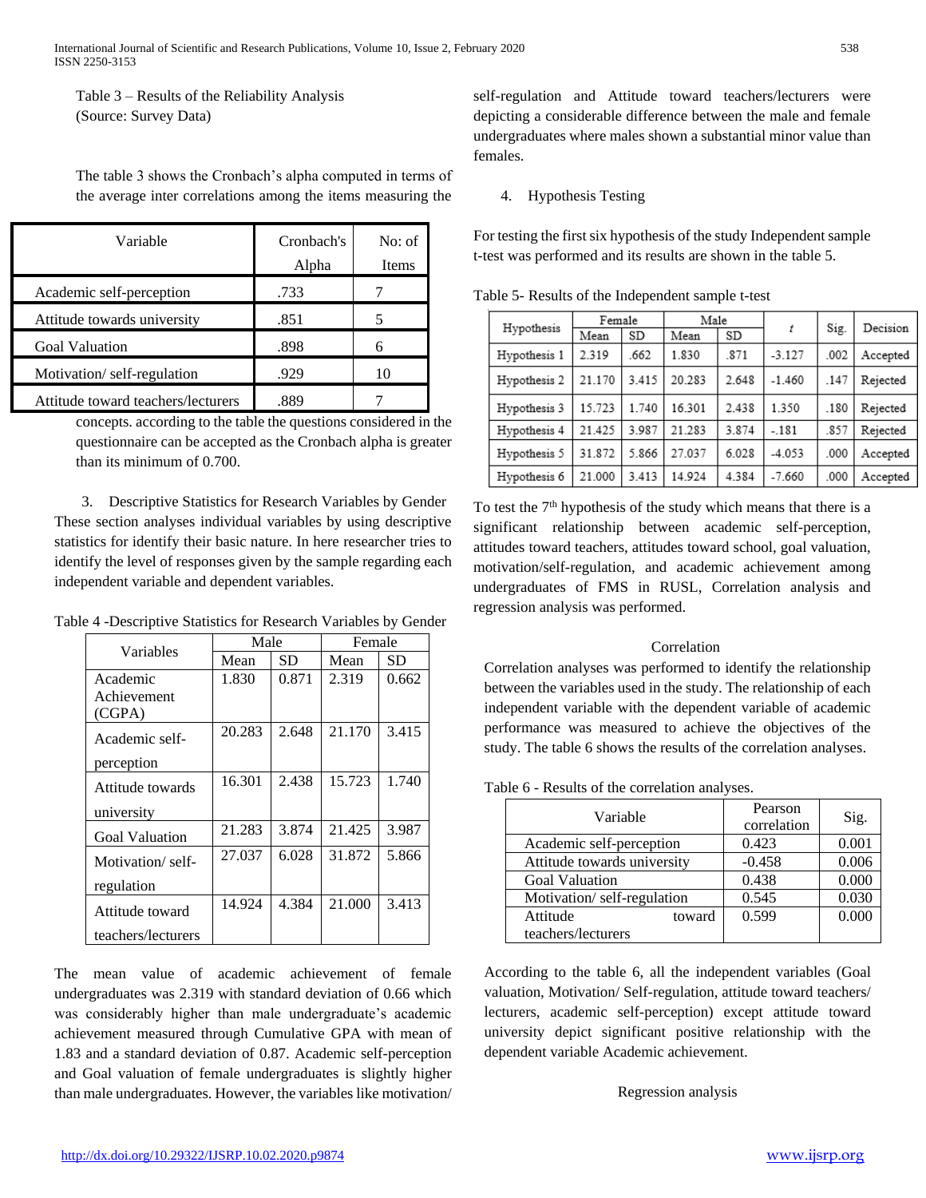Table 3 – Results of the Reliability Analysis
(Source: Survey Data)

The table 3 shows the Cronbach's alpha computed in terms of the average inter correlations among the items measuring the

| Variable | Cronbach's Alpha | No: of Items |
|---|---|---|
| Academic self-perception | .733 | 7 |
| Attitude towards university | .851 | 5 |
| Goal Valuation | .898 | 6 |
| Motivation/ self-regulation | .929 | 10 |
| Attitude toward teachers/lecturers | .889 | 7 |

concepts. according to the table the questions considered in the questionnaire can be accepted as the Cronbach alpha is greater than its minimum of 0.700.

3. Descriptive Statistics for Research Variables by Gender

These section analyses individual variables by using descriptive statistics for identify their basic nature. In here researcher tries to identify the level of responses given by the sample regarding each independent variable and dependent variables.

Table 4 -Descriptive Statistics for Research Variables by Gender

| Variables | Male | | Female | |
|---|---|---|---|---|
| | Mean | SD | Mean | SD |
| Academic Achievement (CGPA) | 1.830 | 0.871 | 2.319 | 0.662 |
| Academic self-perception | 20.283 | 2.648 | 21.170 | 3.415 |
| Attitude towards university | 16.301 | 2.438 | 15.723 | 1.740 |
| Goal Valuation | 21.283 | 3.874 | 21.425 | 3.987 |
| Motivation/ self-regulation | 27.037 | 6.028 | 31.872 | 5.866 |
| Attitude toward teachers/lecturers | 14.924 | 4.384 | 21.000 | 3.413 |

The mean value of academic achievement of female undergraduates was 2.319 with standard deviation of 0.66 which was considerably higher than male undergraduate's academic achievement measured through Cumulative GPA with mean of 1.83 and a standard deviation of 0.87. Academic self-perception and Goal valuation of female undergraduates is slightly higher than male undergraduates. However, the variables like motivation/ self-regulation and Attitude toward teachers/lecturers were depicting a considerable difference between the male and female undergraduates where males shown a substantial minor value than females.

4. Hypothesis Testing

For testing the first six hypothesis of the study Independent sample t-test was performed and its results are shown in the table 5.

Table 5- Results of the Independent sample t-test

| Hypothesis | Female | | Male | | $t$ | Sig. | Decision |
|---|---|---|---|---|---|---|---|
| | Mean | SD | Mean | SD | | | |
| Hypothesis 1 | 2.319 | .662 | 1.830 | .871 | -3.127 | .002 | Accepted |
| Hypothesis 2 | 21.170 | 3.415 | 20.283 | 2.648 | -1.460 | .147 | Rejected |
| Hypothesis 3 | 15.723 | 1.740 | 16.301 | 2.438 | 1.350 | .180 | Rejected |
| Hypothesis 4 | 21.425 | 3.987 | 21.283 | 3.874 | -.181 | .857 | Rejected |
| Hypothesis 5 | 31.872 | 5.866 | 27.037 | 6.028 | -4.053 | .000 | Accepted |
| Hypothesis 6 | 21.000 | 3.413 | 14.924 | 4.384 | -7.660 | .000 | Accepted |

To test the 7th hypothesis of the study which means that there is a significant relationship between academic self-perception, attitudes toward teachers, attitudes toward school, goal valuation, motivation/self-regulation, and academic achievement among undergraduates of FMS in RUSL, Correlation analysis and regression analysis was performed.

Correlation

Correlation analyses was performed to identify the relationship between the variables used in the study. The relationship of each independent variable with the dependent variable of academic performance was measured to achieve the objectives of the study. The table 6 shows the results of the correlation analyses.

Table 6 - Results of the correlation analyses.

| Variable | Pearson correlation | Sig. |
|---|---|---|
| Academic self-perception | 0.423 | 0.001 |
| Attitude towards university | -0.458 | 0.006 |
| Goal Valuation | 0.438 | 0.000 |
| Motivation/ self-regulation | 0.545 | 0.030 |
| Attitude toward teachers/lecturers | 0.599 | 0.000 |

According to the table 6, all the independent variables (Goal valuation, Motivation/ Self-regulation, attitude toward teachers/ lecturers, academic self-perception) except attitude toward university depict significant positive relationship with the dependent variable Academic achievement.

Regression analysis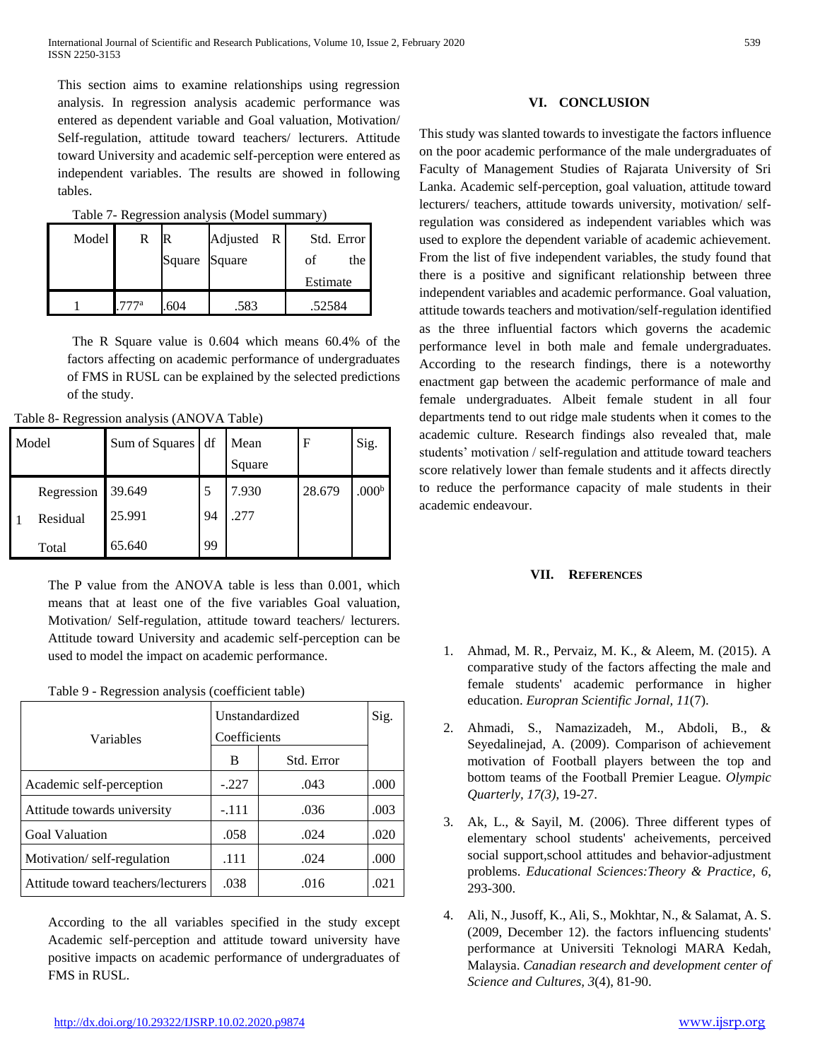This section aims to examine relationships using regression analysis. In regression analysis academic performance was entered as dependent variable and Goal valuation, Motivation/ Self-regulation, attitude toward teachers/ lecturers. Attitude toward University and academic self-perception were entered as independent variables. The results are showed in following tables.

Table 7- Regression analysis (Model summary)

| Model | R | R Square | Adjusted R Square | Std. Error of the Estimate |
|---|---|---|---|---|
| 1 | .777[a] | .604 | .583 | .52584 |

The R Square value is 0.604 which means 60.4% of the factors affecting on academic performance of undergraduates of FMS in RUSL can be explained by the selected predictions of the study.

Table 8- Regression analysis (ANOVA Table)

| Model | | Sum of Squares | df | Mean Square | F | Sig. |
|---|---|---|---|---|---|---|
| 1 | Regression | 39.649 | 5 | 7.930 | 28.679 | .000[b] |
| | Residual | 25.991 | 94 | .277 | | |
| | Total | 65.640 | 99 | | | |

The P value from the ANOVA table is less than 0.001, which means that at least one of the five variables Goal valuation, Motivation/ Self-regulation, attitude toward teachers/ lecturers. Attitude toward University and academic self-perception can be used to model the impact on academic performance.

Table 9 - Regression analysis (coefficient table)

| Variables | Unstandardized Coefficients | | Sig. |
|---|---|---|---|
| | B | Std. Error | |
| Academic self-perception | -.227 | .043 | .000 |
| Attitude towards university | -.111 | .036 | .003 |
| Goal Valuation | .058 | .024 | .020 |
| Motivation/ self-regulation | .111 | .024 | .000 |
| Attitude toward teachers/lecturers | .038 | .016 | .021 |

According to the all variables specified in the study except Academic self-perception and attitude toward university have positive impacts on academic performance of undergraduates of FMS in RUSL.

## VI. CONCLUSION

This study was slanted towards to investigate the factors influence on the poor academic performance of the male undergraduates of Faculty of Management Studies of Rajarata University of Sri Lanka. Academic self-perception, goal valuation, attitude toward lecturers/ teachers, attitude towards university, motivation/ self-regulation was considered as independent variables which was used to explore the dependent variable of academic achievement. From the list of five independent variables, the study found that there is a positive and significant relationship between three independent variables and academic performance. Goal valuation, attitude towards teachers and motivation/self-regulation identified as the three influential factors which governs the academic performance level in both male and female undergraduates. According to the research findings, there is a noteworthy enactment gap between the academic performance of male and female undergraduates. Albeit female student in all four departments tend to out ridge male students when it comes to the academic culture. Research findings also revealed that, male students' motivation / self-regulation and attitude toward teachers score relatively lower than female students and it affects directly to reduce the performance capacity of male students in their academic endeavour.

## VII. REFERENCES

1. Ahmad, M. R., Pervaiz, M. K., & Aleem, M. (2015). A comparative study of the factors affecting the male and female students' academic performance in higher education. *Europran Scientific Jornal, 11*(7).
2. Ahmadi, S., Namazizadeh, M., Abdoli, B., & Seyedalinejad, A. (2009). Comparison of achievement motivation of Football players between the top and bottom teams of the Football Premier League. *Olympic Quarterly, 17(3)*, 19-27.
3. Ak, L., & Sayil, M. (2006). Three different types of elementary school students' acheivements, perceived social support,school attitudes and behavior-adjustment problems. *Educational Sciences:Theory & Practice, 6*, 293-300.
4. Ali, N., Jusoff, K., Ali, S., Mokhtar, N., & Salamat, A. S. (2009, December 12). the factors influencing students' performance at Universiti Teknologi MARA Kedah, Malaysia. *Canadian research and development center of Science and Cultures, 3*(4), 81-90.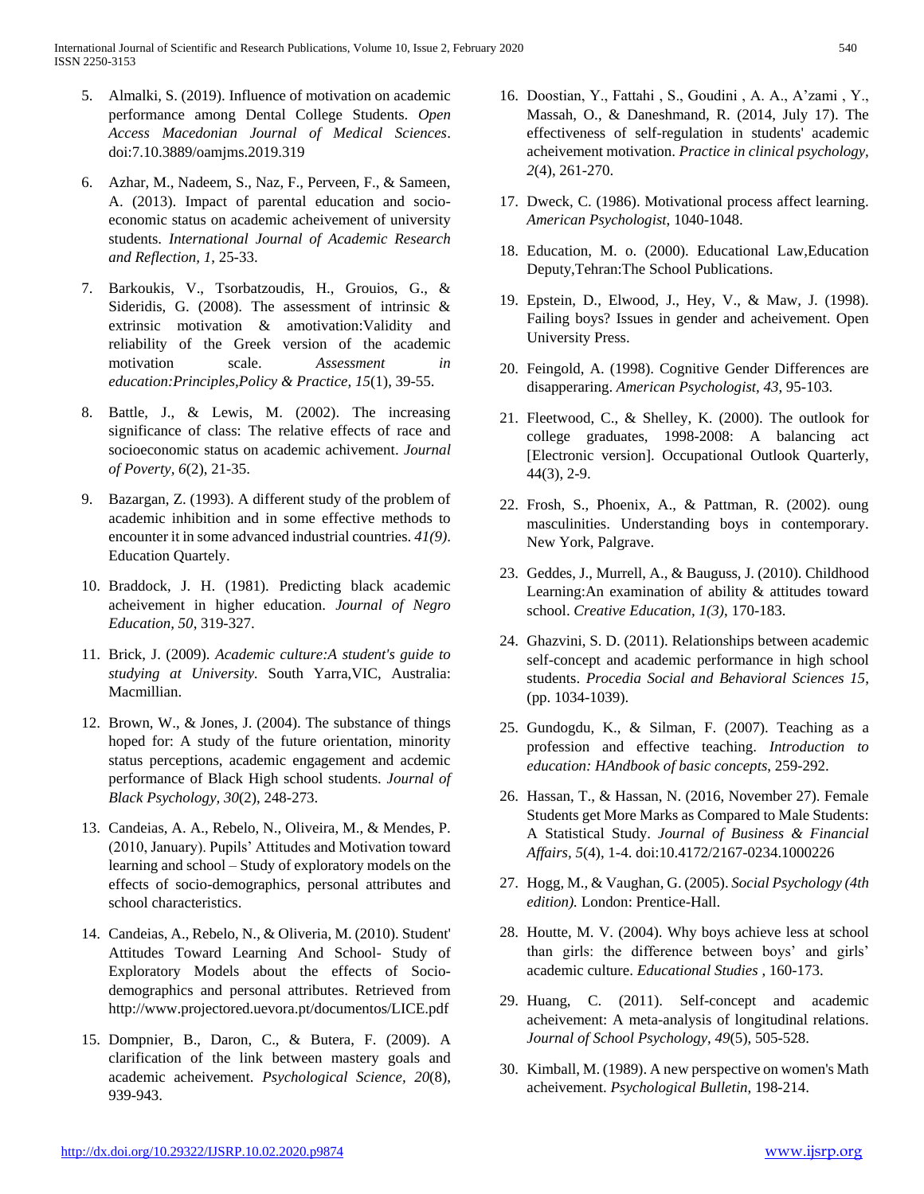5. Almalki, S. (2019). Influence of motivation on academic performance among Dental College Students. *Open Access Macedonian Journal of Medical Sciences*. doi:7.10.3889/oamjms.2019.319

6. Azhar, M., Nadeem, S., Naz, F., Perveen, F., & Sameen, A. (2013). Impact of parental education and socio-economic status on academic acheivement of university students. *International Journal of Academic Research and Reflection, 1*, 25-33.

7. Barkoukis, V., Tsorbatzoudis, H., Grouios, G., & Sideridis, G. (2008). The assessment of intrinsic & extrinsic motivation & amotivation:Validity and reliability of the Greek version of the academic motivation scale. *Assessment in education:Principles,Policy & Practice, 15*(1), 39-55.

8. Battle, J., & Lewis, M. (2002). The increasing significance of class: The relative effects of race and socioeconomic status on academic achivement. *Journal of Poverty, 6*(2), 21-35.

9. Bazargan, Z. (1993). A different study of the problem of academic inhibition and in some effective methods to encounter it in some advanced industrial countries. *41(9)*. Education Quartely.

10. Braddock, J. H. (1981). Predicting black academic acheivement in higher education. *Journal of Negro Education, 50*, 319-327.

11. Brick, J. (2009). *Academic culture:A student's guide to studying at University.* South Yarra,VIC, Australia: Macmillian.

12. Brown, W., & Jones, J. (2004). The substance of things hoped for: A study of the future orientation, minority status perceptions, academic engagement and acdemic performance of Black High school students. *Journal of Black Psychology, 30*(2), 248-273.

13. Candeias, A. A., Rebelo, N., Oliveira, M., & Mendes, P. (2010, January). Pupils' Attitudes and Motivation toward learning and school – Study of exploratory models on the effects of socio-demographics, personal attributes and school characteristics.

14. Candeias, A., Rebelo, N., & Oliveria, M. (2010). Student' Attitudes Toward Learning And School- Study of Exploratory Models about the effects of Socio-demographics and personal attributes. Retrieved from http://www.projectored.uevora.pt/documentos/LICE.pdf

15. Dompnier, B., Daron, C., & Butera, F. (2009). A clarification of the link between mastery goals and academic acheivement. *Psychological Science, 20*(8), 939-943.

16. Doostian, Y., Fattahi , S., Goudini , A. A., A'zami , Y., Massah, O., & Daneshmand, R. (2014, July 17). The effectiveness of self-regulation in students' academic acheivement motivation. *Practice in clinical psychology, 2*(4), 261-270.

17. Dweck, C. (1986). Motivational process affect learning. *American Psychologist*, 1040-1048.

18. Education, M. o. (2000). Educational Law,Education Deputy,Tehran:The School Publications.

19. Epstein, D., Elwood, J., Hey, V., & Maw, J. (1998). Failing boys? Issues in gender and acheivement. Open University Press.

20. Feingold, A. (1998). Cognitive Gender Differences are disapperaring. *American Psychologist, 43*, 95-103.

21. Fleetwood, C., & Shelley, K. (2000). The outlook for college graduates, 1998-2008: A balancing act [Electronic version]. Occupational Outlook Quarterly, 44(3), 2-9.

22. Frosh, S., Phoenix, A., & Pattman, R. (2002). oung masculinities. Understanding boys in contemporary. New York, Palgrave.

23. Geddes, J., Murrell, A., & Bauguss, J. (2010). Childhood Learning:An examination of ability & attitudes toward school. *Creative Education, 1(3)*, 170-183.

24. Ghazvini, S. D. (2011). Relationships between academic self-concept and academic performance in high school students. *Procedia Social and Behavioral Sciences 15*, (pp. 1034-1039).

25. Gundogdu, K., & Silman, F. (2007). Teaching as a profession and effective teaching. *Introduction to education: HAndbook of basic concepts*, 259-292.

26. Hassan, T., & Hassan, N. (2016, November 27). Female Students get More Marks as Compared to Male Students: A Statistical Study. *Journal of Business & Financial Affairs, 5*(4), 1-4. doi:10.4172/2167-0234.1000226

27. Hogg, M., & Vaughan, G. (2005). *Social Psychology (4th edition).* London: Prentice-Hall.

28. Houtte, M. V. (2004). Why boys achieve less at school than girls: the difference between boys' and girls' academic culture. *Educational Studies* , 160-173.

29. Huang, C. (2011). Self-concept and academic acheivement: A meta-analysis of longitudinal relations. *Journal of School Psychology, 49*(5), 505-528.

30. Kimball, M. (1989). A new perspective on women's Math acheivement. *Psychological Bulletin*, 198-214.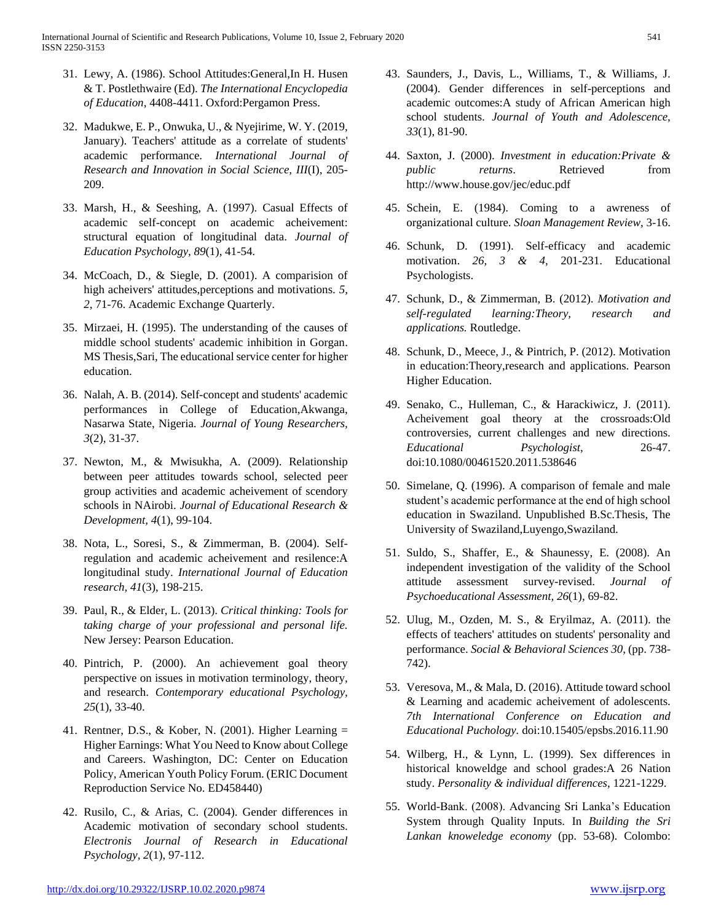31. Lewy, A. (1986). School Attitudes:General,In H. Husen & T. Postlethwaire (Ed). *The International Encyclopedia of Education*, 4408-4411. Oxford:Pergamon Press.

32. Madukwe, E. P., Onwuka, U., & Nyejirime, W. Y. (2019, January). Teachers' attitude as a correlate of students' academic performance. *International Journal of Research and Innovation in Social Science, III*(I), 205-209.

33. Marsh, H., & Seeshing, A. (1997). Casual Effects of academic self-concept on academic acheivement: structural equation of longitudinal data. *Journal of Education Psychology, 89*(1), 41-54.

34. McCoach, D., & Siegle, D. (2001). A comparision of high acheivers' attitudes,perceptions and motivations. *5, 2*, 71-76. Academic Exchange Quarterly.

35. Mirzaei, H. (1995). The understanding of the causes of middle school students' academic inhibition in Gorgan. MS Thesis,Sari, The educational service center for higher education.

36. Nalah, A. B. (2014). Self-concept and students' academic performances in College of Education,Akwanga, Nasarwa State, Nigeria. *Journal of Young Researchers, 3*(2), 31-37.

37. Newton, M., & Mwisukha, A. (2009). Relationship between peer attitudes towards school, selected peer group activities and academic acheivement of scendory schools in NAirobi. *Journal of Educational Research & Development, 4*(1), 99-104.

38. Nota, L., Soresi, S., & Zimmerman, B. (2004). Self-regulation and academic acheivement and resilence:A longitudinal study. *International Journal of Education research, 41*(3), 198-215.

39. Paul, R., & Elder, L. (2013). *Critical thinking: Tools for taking charge of your professional and personal life.* New Jersey: Pearson Education.

40. Pintrich, P. (2000). An achievement goal theory perspective on issues in motivation terminology, theory, and research. *Contemporary educational Psychology, 25*(1), 33-40.

41. Rentner, D.S., & Kober, N. (2001). Higher Learning = Higher Earnings: What You Need to Know about College and Careers. Washington, DC: Center on Education Policy, American Youth Policy Forum. (ERIC Document Reproduction Service No. ED458440)

42. Rusilo, C., & Arias, C. (2004). Gender differences in Academic motivation of secondary school students. *Electronis Journal of Research in Educational Psychology, 2*(1), 97-112.

43. Saunders, J., Davis, L., Williams, T., & Williams, J. (2004). Gender differences in self-perceptions and academic outcomes:A study of African American high school students. *Journal of Youth and Adolescence, 33*(1), 81-90.

44. Saxton, J. (2000). *Investment in education:Private & public returns*. Retrieved from http://www.house.gov/jec/educ.pdf

45. Schein, E. (1984). Coming to a awreness of organizational culture. *Sloan Management Review*, 3-16.

46. Schunk, D. (1991). Self-efficacy and academic motivation. *26, 3 & 4*, 201-231. Educational Psychologists.

47. Schunk, D., & Zimmerman, B. (2012). *Motivation and self-regulated learning:Theory, research and applications.* Routledge.

48. Schunk, D., Meece, J., & Pintrich, P. (2012). Motivation in education:Theory,research and applications. Pearson Higher Education.

49. Senako, C., Hulleman, C., & Harackiwicz, J. (2011). Acheivement goal theory at the crossroads:Old controversies, current challenges and new directions. *Educational Psychologist*, 26-47. doi:10.1080/00461520.2011.538646

50. Simelane, Q. (1996). A comparison of female and male student's academic performance at the end of high school education in Swaziland. Unpublished B.Sc.Thesis, The University of Swaziland,Luyengo,Swaziland.

51. Suldo, S., Shaffer, E., & Shaunessy, E. (2008). An independent investigation of the validity of the School attitude assessment survey-revised. *Journal of Psychoeducational Assessment, 26*(1), 69-82.

52. Ulug, M., Ozden, M. S., & Eryilmaz, A. (2011). the effects of teachers' attitudes on students' personality and performance. *Social & Behavioral Sciences 30*, (pp. 738-742).

53. Veresova, M., & Mala, D. (2016). Attitude toward school & Learning and academic acheivement of adolescents. *7th International Conference on Education and Educational Puchology.* doi:10.15405/epsbs.2016.11.90

54. Wilberg, H., & Lynn, L. (1999). Sex differences in historical knoweldge and school grades:A 26 Nation study. *Personality & individual differences*, 1221-1229.

55. World-Bank. (2008). Advancing Sri Lanka's Education System through Quality Inputs. In *Building the Sri Lankan knoweledge economy* (pp. 53-68). Colombo: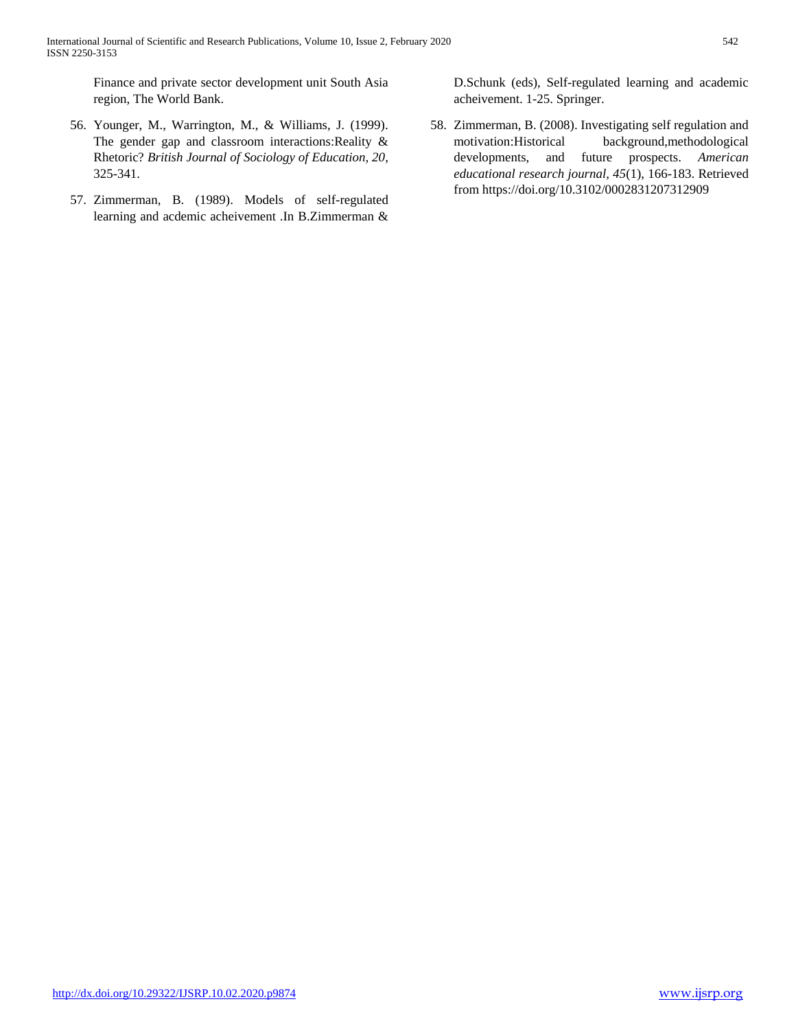Finance and private sector development unit South Asia region, The World Bank.

56. Younger, M., Warrington, M., & Williams, J. (1999). The gender gap and classroom interactions:Reality & Rhetoric? *British Journal of Sociology of Education, 20*, 325-341.

57. Zimmerman, B. (1989). Models of self-regulated learning and acdemic acheivement .In B.Zimmerman & D.Schunk (eds), Self-regulated learning and academic acheivement. 1-25. Springer.

58. Zimmerman, B. (2008). Investigating self regulation and motivation:Historical background,methodological developments, and future prospects. *American educational research journal*, *45*(1), 166-183. Retrieved from https://doi.org/10.3102/0002831207312909